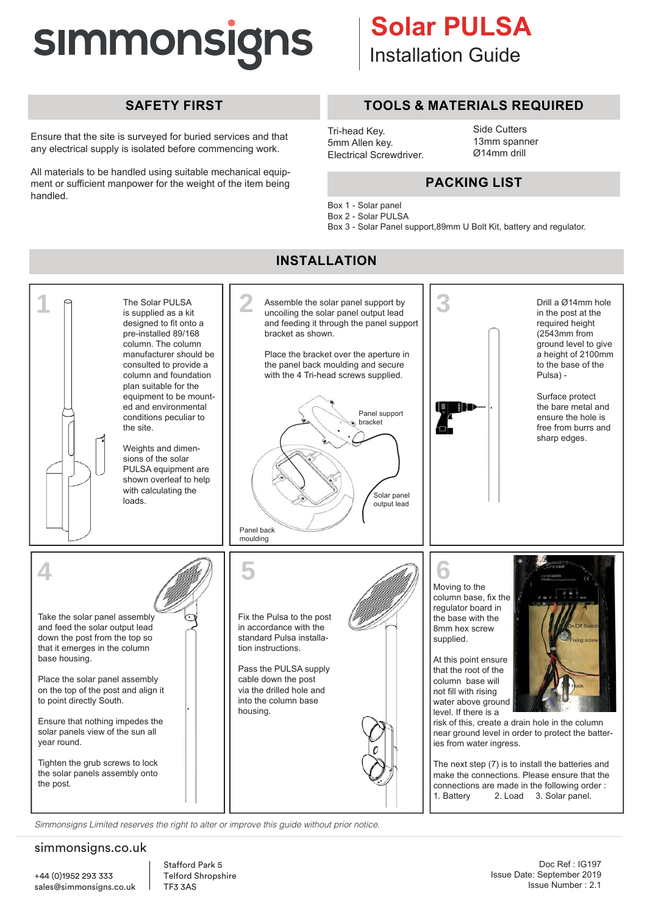# simmonsigns

# Solar PULSA
## Installation Guide

## SAFETY FIRST

Ensure that the site is surveyed for buried services and that any electrical supply is isolated before commencing work.

All materials to be handled using suitable mechanical equipment or sufficient manpower for the weight of the item being handled.

## TOOLS & MATERIALS REQUIRED

- Tri-head Key.
- 5mm Allen key.
- Electrical Screwdriver.
- Side Cutters
- 13mm spanner
- Ø14mm drill

## PACKING LIST

Box 1 - Solar panel
Box 2 - Solar PULSA
Box 3 - Solar Panel support,89mm U Bolt Kit, battery and regulator.

## INSTALLATION

### 1

The Solar PULSA is supplied as a kit designed to fit onto a pre-installed 89/168 column. The column manufacturer should be consulted to provide a column and foundation plan suitable for the equipment to be mounted and environmental conditions peculiar to the site.

Weights and dimensions of the solar PULSA equipment are shown overleaf to help with calculating the loads.

### 2

Assemble the solar panel support by uncoiling the solar panel output lead and feeding it through the panel support bracket as shown.

Place the bracket over the aperture in the panel back moulding and secure with the 4 Tri-head screws supplied.

Panel support bracket

Solar panel output lead

Panel back moulding

### 3

Drill a Ø14mm hole in the post at the required height (2543mm from ground level to give a height of 2100mm to the base of the Pulsa) -

Surface protect the bare metal and ensure the hole is free from burrs and sharp edges.

### 4

Take the solar panel assembly and feed the solar output lead down the post from the top so that it emerges in the column base housing.

Place the solar panel assembly on the top of the post and align it to point directly South.

Ensure that nothing impedes the solar panels view of the sun all year round.

Tighten the grub screws to lock the solar panels assembly onto the post.

### 5

Fix the Pulsa to the post in accordance with the standard Pulsa installation instructions.

Pass the PULSA supply cable down the post via the drilled hole and into the column base housing.

### 6

Moving to the column base, fix the regulator board in the base with the 8mm hex screw supplied.

At this point ensure that the root of the column base will not fill with rising water above ground level. If there is a risk of this, create a drain hole in the column near ground level in order to protect the batteries from water ingress.

On/Off Switch

Fixing screw

Hook

The next step (7) is to install the batteries and make the connections. Please ensure that the connections are made in the following order :
1. Battery 2. Load 3. Solar panel.

*Simmonsigns Limited reserves the right to alter or improve this guide without prior notice.*

simmonsigns.co.uk

+44 (0)1952 293 333
sales@simmonsigns.co.uk

Stafford Park 5
Telford Shropshire
TF3 3AS

Doc Ref : IG197
Issue Date: September 2019
Issue Number : 2.1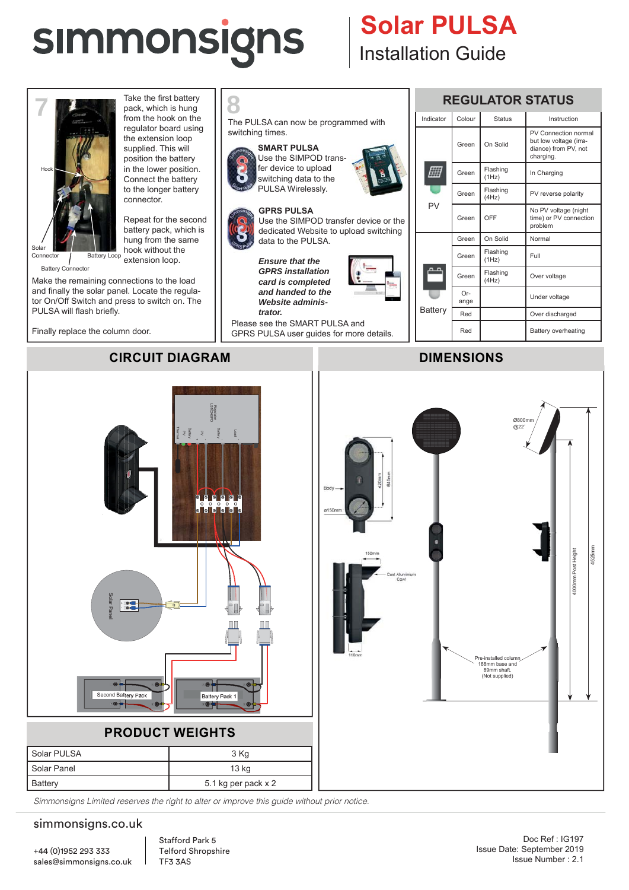# simmonsigns

# Solar PULSA
## Installation Guide

### 7

Take the first battery pack, which is hung from the hook on the regulator board using the extension loop supplied. This will position the battery in the lower position. Connect the battery to the longer battery connector.

Repeat for the second battery pack, which is hung from the same hook without the extension loop.

Hook
Solar Connector
Battery Loop
Battery Connector

Make the remaining connections to the load and finally the solar panel. Locate the regulator On/Off Switch and press to switch on. The PULSA will flash briefly.

Finally replace the column door.

### 8

The PULSA can now be programmed with switching times.

**SMART PULSA**
Use the SIMPOD transfer device to upload switching data to the PULSA Wirelessly.

**GPRS PULSA**
Use the SIMPOD transfer device or the dedicated Website to upload switching data to the PULSA.

***Ensure that the GPRS installation card is completed and handed to the Website administrator.***

Please see the SMART PULSA and GPRS PULSA user guides for more details.

## REGULATOR STATUS

| Indicator | Colour | Status | Instruction |
|---|---|---|---|
| PV | Green | On Solid | PV Connection normal but low voltage (irradiance) from PV, not charging. |
| | Green | Flashing (1Hz) | In Charging |
| | Green | Flashing (4Hz) | PV reverse polarity |
| | Green | OFF | No PV voltage (night time) or PV connection problem |
| Battery | Green | On Solid | Normal |
| | Green | Flashing (1Hz) | Full |
| | Green | Flashing (4Hz) | Over voltage |
| | Orange | | Under voltage |
| | Red | | Over discharged |
| | Red | | Battery overheating |

## CIRCUIT DIAGRAM

Thermal
PV
Battery
Load
Solar Panel
Second Battery Pack
Battery Pack 1

## DIMENSIONS

Body
ø150mm
420mm
640mm
150mm
Cast Aluminium Cowl
110mm
Ø800mm @22˚
Pre-installed column 168mm base and 89mm shaft. (Not supplied)
4000mm Post Height
4525mm

## PRODUCT WEIGHTS

| | |
|---|---|
| Solar PULSA | 3 Kg |
| Solar Panel | 13 kg |
| Battery | 5.1 kg per pack x 2 |

*Simmonsigns Limited reserves the right to alter or improve this guide without prior notice.*

simmonsigns.co.uk

+44 (0)1952 293 333
sales@simmonsigns.co.uk

Stafford Park 5
Telford Shropshire
TF3 3AS

Doc Ref : IG197
Issue Date: September 2019
Issue Number : 2.1